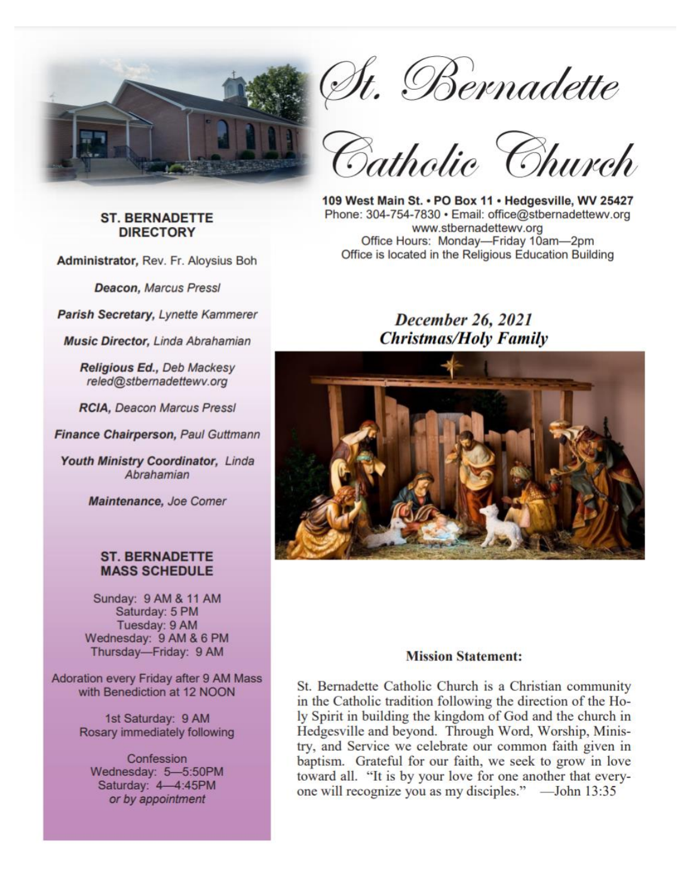# St. Bernadette Catholic Church

**109 West Main St. • PO Box 11 • Hedgesville, WV 25427**
Phone: 304-754-7830 • Email: office@stbernadettewv.org
www.stbernadettewv.org
Office Hours: Monday—Friday 10am—2pm
Office is located in the Religious Education Building

## ST. BERNADETTE DIRECTORY

**Administrator,** Rev. Fr. Aloysius Boh

***Deacon,*** *Marcus Pressl*

***Parish Secretary,*** *Lynette Kammerer*

**Music Director,** Linda Abrahamian

***Religious Ed.,*** *Deb Mackesy*
*reled@stbernadettewv.org*

***RCIA,*** *Deacon Marcus Pressl*

***Finance Chairperson,*** *Paul Guttmann*

**Youth Ministry Coordinator,** Linda Abrahamian

***Maintenance,*** *Joe Comer*

## ST. BERNADETTE MASS SCHEDULE

Sunday: 9 AM & 11 AM
Saturday: 5 PM
Tuesday: 9 AM
Wednesday: 9 AM & 6 PM
Thursday—Friday: 9 AM

Adoration every Friday after 9 AM Mass with Benediction at 12 NOON

1st Saturday: 9 AM
Rosary immediately following

Confession
Wednesday: 5—5:50PM
Saturday: 4—4:45PM
*or by appointment*

## *December 26, 2021*
## *Christmas/Holy Family*

**Mission Statement:**

St. Bernadette Catholic Church is a Christian community in the Catholic tradition following the direction of the Holy Spirit in building the kingdom of God and the church in Hedgesville and beyond. Through Word, Worship, Ministry, and Service we celebrate our common faith given in baptism. Grateful for our faith, we seek to grow in love toward all. "It is by your love for one another that everyone will recognize you as my disciples." —John 13:35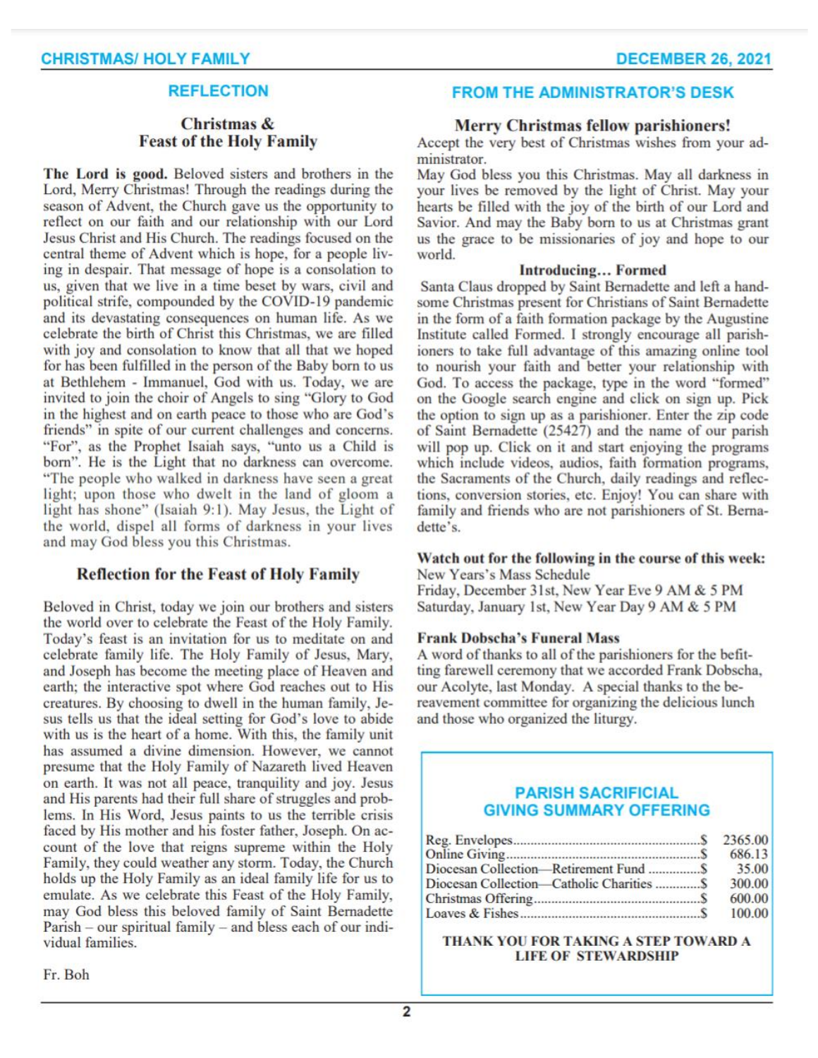## REFLECTION

### Christmas & Feast of the Holy Family

**The Lord is good.** Beloved sisters and brothers in the Lord, Merry Christmas! Through the readings during the season of Advent, the Church gave us the opportunity to reflect on our faith and our relationship with our Lord Jesus Christ and His Church. The readings focused on the central theme of Advent which is hope, for a people living in despair. That message of hope is a consolation to us, given that we live in a time beset by wars, civil and political strife, compounded by the COVID-19 pandemic and its devastating consequences on human life. As we celebrate the birth of Christ this Christmas, we are filled with joy and consolation to know that all that we hoped for has been fulfilled in the person of the Baby born to us at Bethlehem - Immanuel, God with us. Today, we are invited to join the choir of Angels to sing "Glory to God in the highest and on earth peace to those who are God's friends" in spite of our current challenges and concerns. "For", as the Prophet Isaiah says, "unto us a Child is born". He is the Light that no darkness can overcome. "The people who walked in darkness have seen a great light; upon those who dwelt in the land of gloom a light has shone" (Isaiah 9:1). May Jesus, the Light of the world, dispel all forms of darkness in your lives and may God bless you this Christmas.

### Reflection for the Feast of Holy Family

Beloved in Christ, today we join our brothers and sisters the world over to celebrate the Feast of the Holy Family. Today's feast is an invitation for us to meditate on and celebrate family life. The Holy Family of Jesus, Mary, and Joseph has become the meeting place of Heaven and earth; the interactive spot where God reaches out to His creatures. By choosing to dwell in the human family, Jesus tells us that the ideal setting for God's love to abide with us is the heart of a home. With this, the family unit has assumed a divine dimension. However, we cannot presume that the Holy Family of Nazareth lived Heaven on earth. It was not all peace, tranquility and joy. Jesus and His parents had their full share of struggles and problems. In His Word, Jesus paints to us the terrible crisis faced by His mother and his foster father, Joseph. On account of the love that reigns supreme within the Holy Family, they could weather any storm. Today, the Church holds up the Holy Family as an ideal family life for us to emulate. As we celebrate this Feast of the Holy Family, may God bless this beloved family of Saint Bernadette Parish – our spiritual family – and bless each of our individual families.

Fr. Boh

## FROM THE ADMINISTRATOR'S DESK

### Merry Christmas fellow parishioners!

Accept the very best of Christmas wishes from your administrator.

May God bless you this Christmas. May all darkness in your lives be removed by the light of Christ. May your hearts be filled with the joy of the birth of our Lord and Savior. And may the Baby born to us at Christmas grant us the grace to be missionaries of joy and hope to our world.

**Introducing… Formed**

Santa Claus dropped by Saint Bernadette and left a handsome Christmas present for Christians of Saint Bernadette in the form of a faith formation package by the Augustine Institute called Formed. I strongly encourage all parishioners to take full advantage of this amazing online tool to nourish your faith and better your relationship with God. To access the package, type in the word "formed" on the Google search engine and click on sign up. Pick the option to sign up as a parishioner. Enter the zip code of Saint Bernadette (25427) and the name of our parish will pop up. Click on it and start enjoying the programs which include videos, audios, faith formation programs, the Sacraments of the Church, daily readings and reflections, conversion stories, etc. Enjoy! You can share with family and friends who are not parishioners of St. Bernadette's.

**Watch out for the following in the course of this week:**

New Years's Mass Schedule
Friday, December 31st, New Year Eve 9 AM & 5 PM
Saturday, January 1st, New Year Day 9 AM & 5 PM

**Frank Dobscha's Funeral Mass**

A word of thanks to all of the parishioners for the befitting farewell ceremony that we accorded Frank Dobscha, our Acolyte, last Monday. A special thanks to the bereavement committee for organizing the delicious lunch and those who organized the liturgy.

### PARISH SACRIFICIAL GIVING SUMMARY OFFERING

| | |
|---|---|
| Reg. Envelopes | $ 2365.00 |
| Online Giving | $ 686.13 |
| Diocesan Collection—Retirement Fund | $ 35.00 |
| Diocesan Collection—Catholic Charities | $ 300.00 |
| Christmas Offering | $ 600.00 |
| Loaves & Fishes | $ 100.00 |

**THANK YOU FOR TAKING A STEP TOWARD A LIFE OF STEWARDSHIP**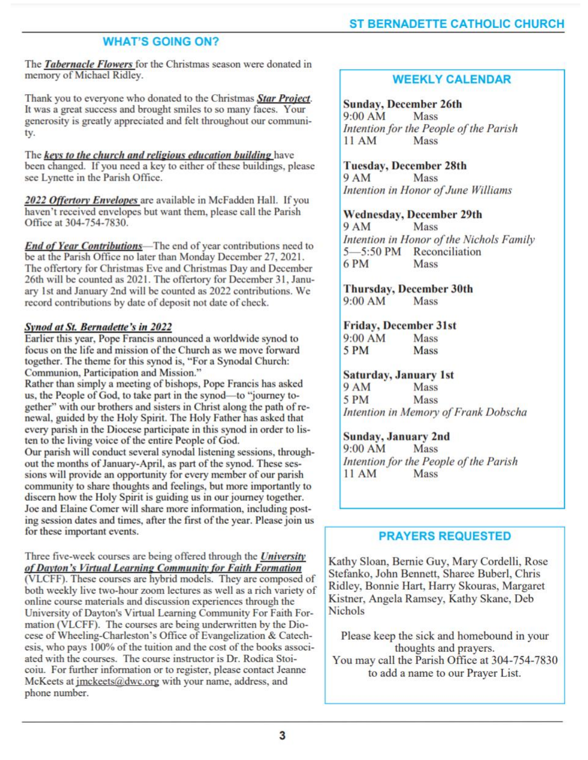## WHAT'S GOING ON?

The ***Tabernacle Flowers*** for the Christmas season were donated in memory of Michael Ridley.

Thank you to everyone who donated to the Christmas ***Star Project***. It was a great success and brought smiles to so many faces. Your generosity is greatly appreciated and felt throughout our community.

The ***keys to the church and religious education building*** have been changed. If you need a key to either of these buildings, please see Lynette in the Parish Office.

***2022 Offertory Envelopes*** are available in McFadden Hall. If you haven't received envelopes but want them, please call the Parish Office at 304-754-7830.

***End of Year Contributions***—The end of year contributions need to be at the Parish Office no later than Monday December 27, 2021. The offertory for Christmas Eve and Christmas Day and December 26th will be counted as 2021. The offertory for December 31, January 1st and January 2nd will be counted as 2022 contributions. We record contributions by date of deposit not date of check.

***Synod at St. Bernadette's in 2022***

Earlier this year, Pope Francis announced a worldwide synod to focus on the life and mission of the Church as we move forward together. The theme for this synod is, "For a Synodal Church: Communion, Participation and Mission."

Rather than simply a meeting of bishops, Pope Francis has asked us, the People of God, to take part in the synod—to "journey together" with our brothers and sisters in Christ along the path of renewal, guided by the Holy Spirit. The Holy Father has asked that every parish in the Diocese participate in this synod in order to listen to the living voice of the entire People of God.

Our parish will conduct several synodal listening sessions, throughout the months of January-April, as part of the synod. These sessions will provide an opportunity for every member of our parish community to share thoughts and feelings, but more importantly to discern how the Holy Spirit is guiding us in our journey together. Joe and Elaine Comer will share more information, including posting session dates and times, after the first of the year. Please join us for these important events.

Three five-week courses are being offered through the ***University of Dayton's Virtual Learning Community for Faith Formation*** (VLCFF). These courses are hybrid models. They are composed of both weekly live two-hour zoom lectures as well as a rich variety of online course materials and discussion experiences through the University of Dayton's Virtual Learning Community for Faith Formation (VLCFF). The courses are being underwritten by the Diocese of Wheeling-Charleston's Office of Evangelization & Catechesis, who pays 100% of the tuition and the cost of the books associated with the courses. The course instructor is Dr. Rodica Stoicoiu. For further information or to register, please contact Jeanne McKeets at jmckeets@dwc.org with your name, address, and phone number.

## WEEKLY CALENDAR

**Sunday, December 26th**
9:00 AM Mass
*Intention for the People of the Parish*
11 AM Mass

**Tuesday, December 28th**
9 AM Mass
*Intention in Honor of June Williams*

**Wednesday, December 29th**
9 AM Mass
*Intention in Honor of the Nichols Family*
5—5:50 PM Reconciliation
6 PM Mass

**Thursday, December 30th**
9:00 AM Mass

**Friday, December 31st**
9:00 AM Mass
5 PM Mass

**Saturday, January 1st**
9 AM Mass
5 PM Mass
*Intention in Memory of Frank Dobscha*

**Sunday, January 2nd**
9:00 AM Mass
*Intention for the People of the Parish*
11 AM Mass

## PRAYERS REQUESTED

Kathy Sloan, Bernie Guy, Mary Cordelli, Rose Stefanko, John Bennett, Sharee Buberl, Chris Ridley, Bonnie Hart, Harry Skouras, Margaret Kistner, Angela Ramsey, Kathy Skane, Deb Nichols

Please keep the sick and homebound in your thoughts and prayers.
You may call the Parish Office at 304-754-7830 to add a name to our Prayer List.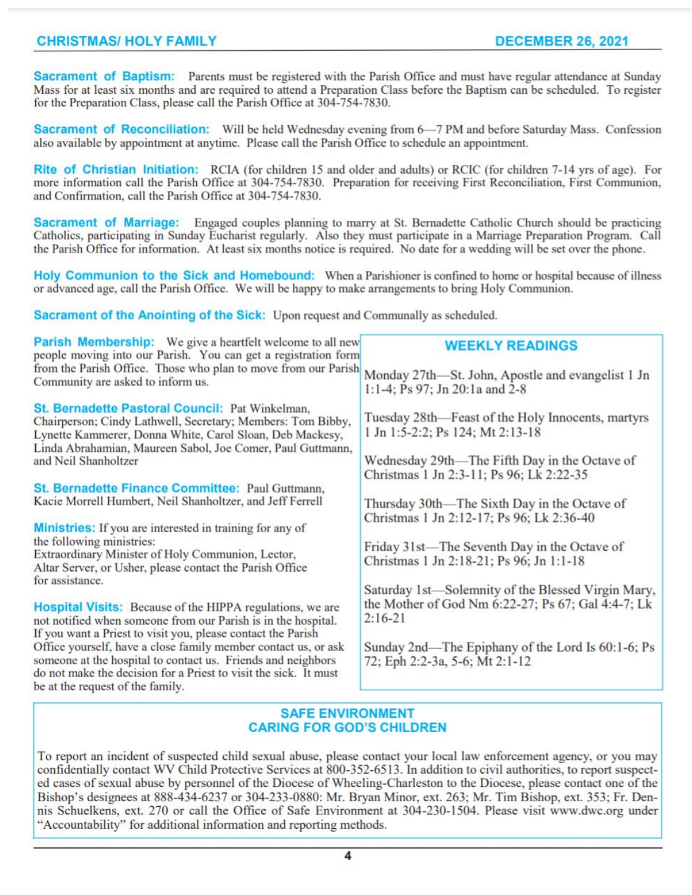**Sacrament of Baptism:** Parents must be registered with the Parish Office and must have regular attendance at Sunday Mass for at least six months and are required to attend a Preparation Class before the Baptism can be scheduled. To register for the Preparation Class, please call the Parish Office at 304-754-7830.

**Sacrament of Reconciliation:** Will be held Wednesday evening from 6—7 PM and before Saturday Mass. Confession also available by appointment at anytime. Please call the Parish Office to schedule an appointment.

**Rite of Christian Initiation:** RCIA (for children 15 and older and adults) or RCIC (for children 7-14 yrs of age). For more information call the Parish Office at 304-754-7830. Preparation for receiving First Reconciliation, First Communion, and Confirmation, call the Parish Office at 304-754-7830.

**Sacrament of Marriage:** Engaged couples planning to marry at St. Bernadette Catholic Church should be practicing Catholics, participating in Sunday Eucharist regularly. Also they must participate in a Marriage Preparation Program. Call the Parish Office for information. At least six months notice is required. No date for a wedding will be set over the phone.

**Holy Communion to the Sick and Homebound:** When a Parishioner is confined to home or hospital because of illness or advanced age, call the Parish Office. We will be happy to make arrangements to bring Holy Communion.

**Sacrament of the Anointing of the Sick:** Upon request and Communally as scheduled.

**Parish Membership:** We give a heartfelt welcome to all new people moving into our Parish. You can get a registration form from the Parish Office. Those who plan to move from our Parish Community are asked to inform us.

**St. Bernadette Pastoral Council:** Pat Winkelman, Chairperson; Cindy Lathwell, Secretary; Members: Tom Bibby, Lynette Kammerer, Donna White, Carol Sloan, Deb Mackesy, Linda Abrahamian, Maureen Sabol, Joe Comer, Paul Guttmann, and Neil Shanholtzer

**St. Bernadette Finance Committee:** Paul Guttmann, Kacie Morrell Humbert, Neil Shanholtzer, and Jeff Ferrell

**Ministries:** If you are interested in training for any of the following ministries:
Extraordinary Minister of Holy Communion, Lector, Altar Server, or Usher, please contact the Parish Office for assistance.

**Hospital Visits:** Because of the HIPPA regulations, we are not notified when someone from our Parish is in the hospital. If you want a Priest to visit you, please contact the Parish Office yourself, have a close family member contact us, or ask someone at the hospital to contact us. Friends and neighbors do not make the decision for a Priest to visit the sick. It must be at the request of the family.

## WEEKLY READINGS

Monday 27th—St. John, Apostle and evangelist 1 Jn 1:1-4; Ps 97; Jn 20:1a and 2-8

Tuesday 28th—Feast of the Holy Innocents, martyrs 1 Jn 1:5-2:2; Ps 124; Mt 2:13-18

Wednesday 29th—The Fifth Day in the Octave of Christmas 1 Jn 2:3-11; Ps 96; Lk 2:22-35

Thursday 30th—The Sixth Day in the Octave of Christmas 1 Jn 2:12-17; Ps 96; Lk 2:36-40

Friday 31st—The Seventh Day in the Octave of Christmas 1 Jn 2:18-21; Ps 96; Jn 1:1-18

Saturday 1st—Solemnity of the Blessed Virgin Mary, the Mother of God Nm 6:22-27; Ps 67; Gal 4:4-7; Lk 2:16-21

Sunday 2nd—The Epiphany of the Lord Is 60:1-6; Ps 72; Eph 2:2-3a, 5-6; Mt 2:1-12

## SAFE ENVIRONMENT
## CARING FOR GOD'S CHILDREN

To report an incident of suspected child sexual abuse, please contact your local law enforcement agency, or you may confidentially contact WV Child Protective Services at 800-352-6513. In addition to civil authorities, to report suspected cases of sexual abuse by personnel of the Diocese of Wheeling-Charleston to the Diocese, please contact one of the Bishop's designees at 888-434-6237 or 304-233-0880: Mr. Bryan Minor, ext. 263; Mr. Tim Bishop, ext. 353; Fr. Dennis Schuelkens, ext. 270 or call the Office of Safe Environment at 304-230-1504. Please visit www.dwc.org under "Accountability" for additional information and reporting methods.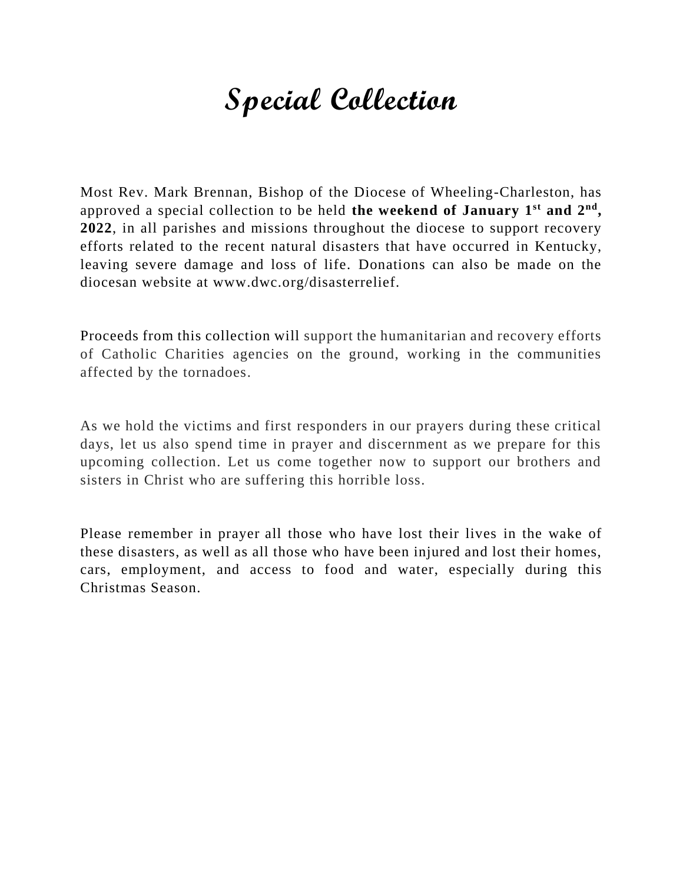# *Special Collection*

Most Rev. Mark Brennan, Bishop of the Diocese of Wheeling-Charleston, has approved a special collection to be held **the weekend of January 1st and 2nd, 2022**, in all parishes and missions throughout the diocese to support recovery efforts related to the recent natural disasters that have occurred in Kentucky, leaving severe damage and loss of life. Donations can also be made on the diocesan website at www.dwc.org/disasterrelief.

Proceeds from this collection will support the humanitarian and recovery efforts of Catholic Charities agencies on the ground, working in the communities affected by the tornadoes.

As we hold the victims and first responders in our prayers during these critical days, let us also spend time in prayer and discernment as we prepare for this upcoming collection. Let us come together now to support our brothers and sisters in Christ who are suffering this horrible loss.

Please remember in prayer all those who have lost their lives in the wake of these disasters, as well as all those who have been injured and lost their homes, cars, employment, and access to food and water, especially during this Christmas Season.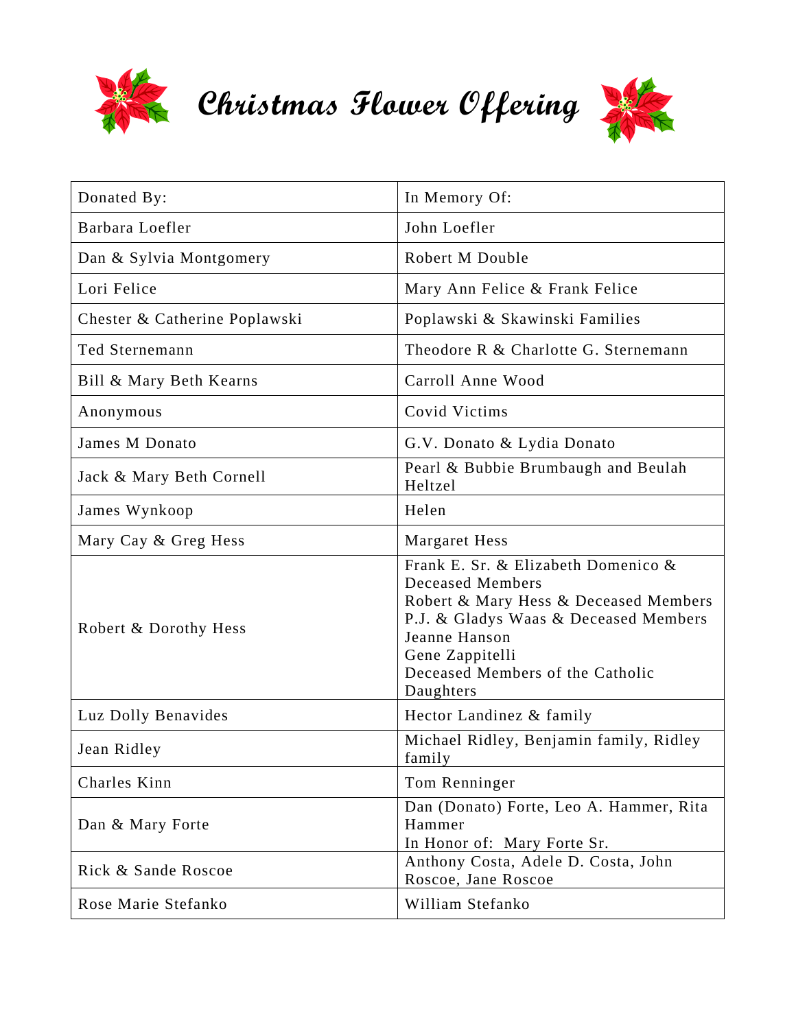# Christmas Flower Offering

| Donated By: | In Memory Of: |
|---|---|
| Barbara Loefler | John Loefler |
| Dan & Sylvia Montgomery | Robert M Double |
| Lori Felice | Mary Ann Felice & Frank Felice |
| Chester & Catherine Poplawski | Poplawski & Skawinski Families |
| Ted Sternemann | Theodore R & Charlotte G. Sternemann |
| Bill & Mary Beth Kearns | Carroll Anne Wood |
| Anonymous | Covid Victims |
| James M Donato | G.V. Donato & Lydia Donato |
| Jack & Mary Beth Cornell | Pearl & Bubbie Brumbaugh and Beulah Heltzel |
| James Wynkoop | Helen |
| Mary Cay & Greg Hess | Margaret Hess |
| Robert & Dorothy Hess | Frank E. Sr. & Elizabeth Domenico & Deceased Members<br>Robert & Mary Hess & Deceased Members<br>P.J. & Gladys Waas & Deceased Members<br>Jeanne Hanson<br>Gene Zappitelli<br>Deceased Members of the Catholic Daughters |
| Luz Dolly Benavides | Hector Landinez & family |
| Jean Ridley | Michael Ridley, Benjamin family, Ridley family |
| Charles Kinn | Tom Renninger |
| Dan & Mary Forte | Dan (Donato) Forte, Leo A. Hammer, Rita Hammer<br>In Honor of: Mary Forte Sr. |
| Rick & Sande Roscoe | Anthony Costa, Adele D. Costa, John Roscoe, Jane Roscoe |
| Rose Marie Stefanko | William Stefanko |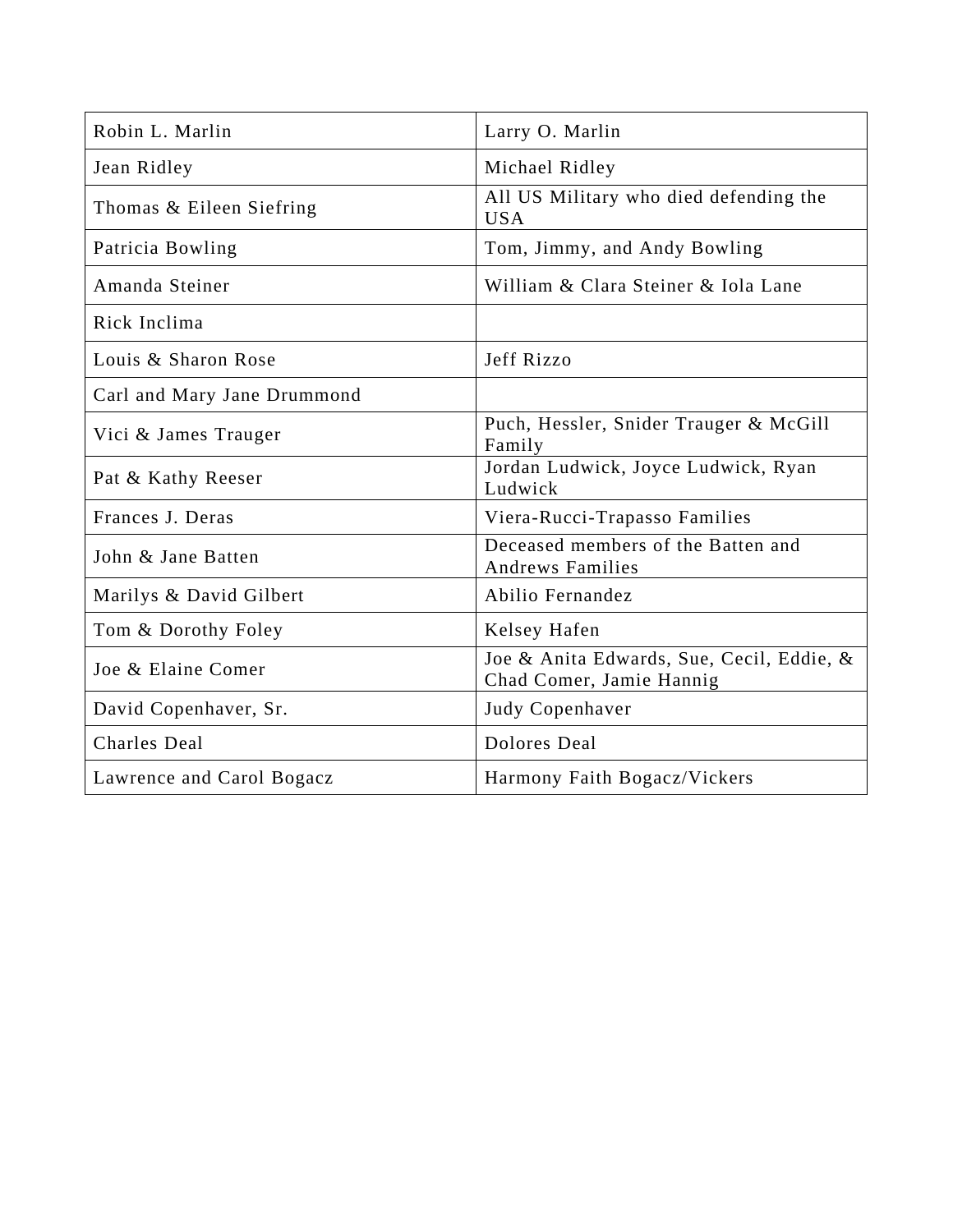| | |
|---|---|
| Robin L. Marlin | Larry O. Marlin |
| Jean Ridley | Michael Ridley |
| Thomas & Eileen Siefring | All US Military who died defending the USA |
| Patricia Bowling | Tom, Jimmy, and Andy Bowling |
| Amanda Steiner | William & Clara Steiner & Iola Lane |
| Rick Inclima | |
| Louis & Sharon Rose | Jeff Rizzo |
| Carl and Mary Jane Drummond | |
| Vici & James Trauger | Puch, Hessler, Snider Trauger & McGill Family |
| Pat & Kathy Reeser | Jordan Ludwick, Joyce Ludwick, Ryan Ludwick |
| Frances J. Deras | Viera-Rucci-Trapasso Families |
| John & Jane Batten | Deceased members of the Batten and Andrews Families |
| Marilys & David Gilbert | Abilio Fernandez |
| Tom & Dorothy Foley | Kelsey Hafen |
| Joe & Elaine Comer | Joe & Anita Edwards, Sue, Cecil, Eddie, & Chad Comer, Jamie Hannig |
| David Copenhaver, Sr. | Judy Copenhaver |
| Charles Deal | Dolores Deal |
| Lawrence and Carol Bogacz | Harmony Faith Bogacz/Vickers |